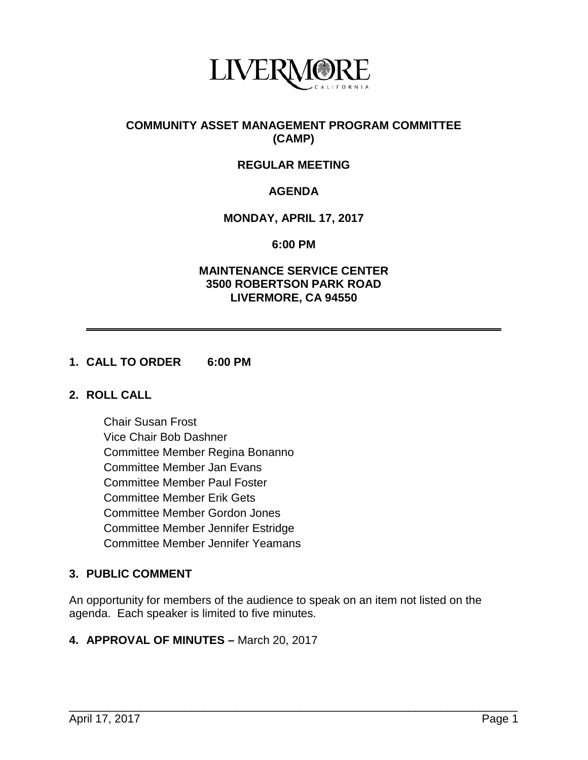# LIVERMORE
CALIFORNIA

**COMMUNITY ASSET MANAGEMENT PROGRAM COMMITTEE (CAMP)**

**REGULAR MEETING**

**AGENDA**

**MONDAY, APRIL 17, 2017**

**6:00 PM**

**MAINTENANCE SERVICE CENTER**
**3500 ROBERTSON PARK ROAD**
**LIVERMORE, CA 94550**

---

## 1. CALL TO ORDER 6:00 PM

## 2. ROLL CALL

Chair Susan Frost
Vice Chair Bob Dashner
Committee Member Regina Bonanno
Committee Member Jan Evans
Committee Member Paul Foster
Committee Member Erik Gets
Committee Member Gordon Jones
Committee Member Jennifer Estridge
Committee Member Jennifer Yeamans

## 3. PUBLIC COMMENT

An opportunity for members of the audience to speak on an item not listed on the agenda. Each speaker is limited to five minutes.

## 4. APPROVAL OF MINUTES – March 20, 2017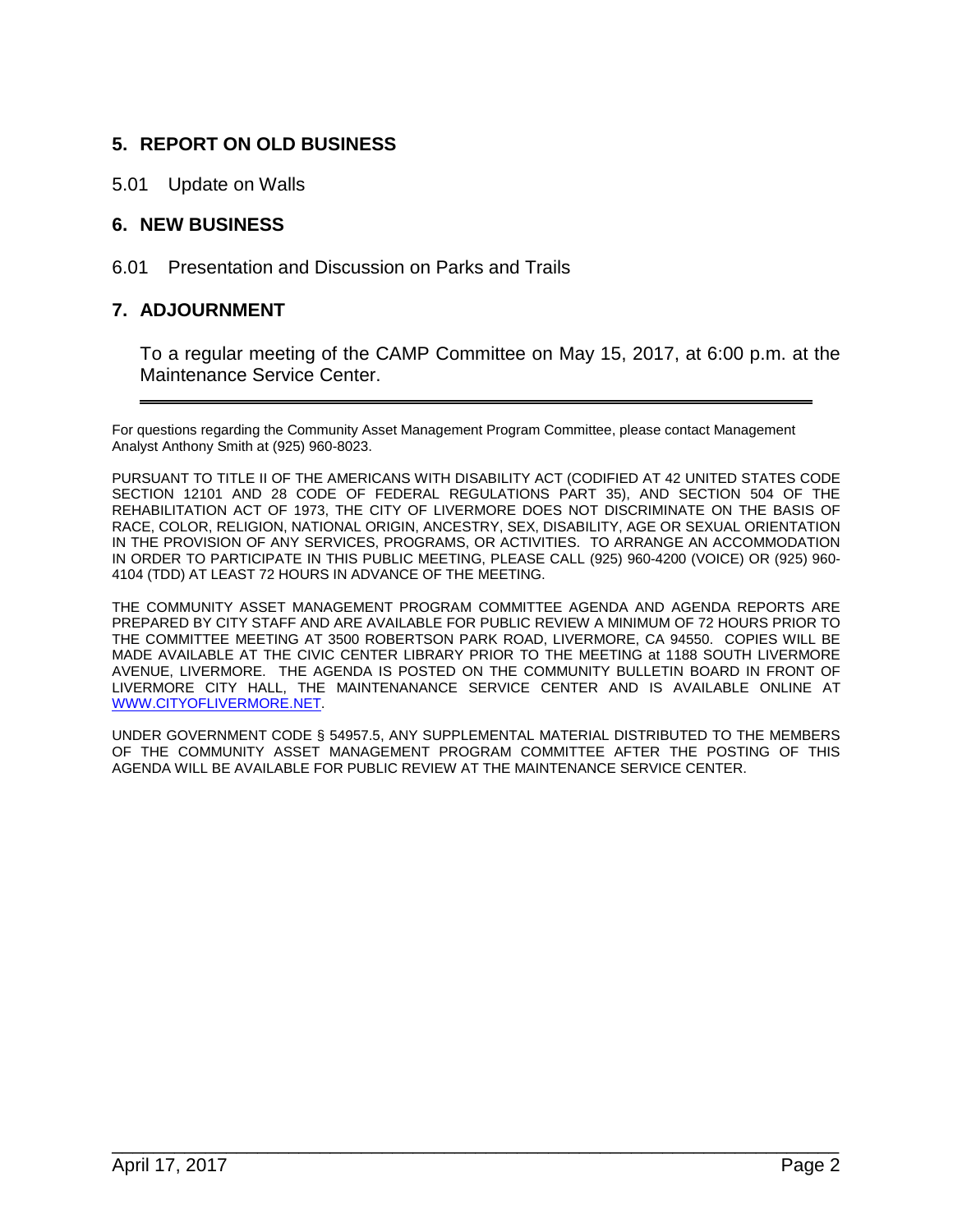## 5. REPORT ON OLD BUSINESS

5.01 Update on Walls

## 6. NEW BUSINESS

6.01 Presentation and Discussion on Parks and Trails

## 7. ADJOURNMENT

To a regular meeting of the CAMP Committee on May 15, 2017, at 6:00 p.m. at the Maintenance Service Center.

---

For questions regarding the Community Asset Management Program Committee, please contact Management Analyst Anthony Smith at (925) 960-8023.

PURSUANT TO TITLE II OF THE AMERICANS WITH DISABILITY ACT (CODIFIED AT 42 UNITED STATES CODE SECTION 12101 AND 28 CODE OF FEDERAL REGULATIONS PART 35), AND SECTION 504 OF THE REHABILITATION ACT OF 1973, THE CITY OF LIVERMORE DOES NOT DISCRIMINATE ON THE BASIS OF RACE, COLOR, RELIGION, NATIONAL ORIGIN, ANCESTRY, SEX, DISABILITY, AGE OR SEXUAL ORIENTATION IN THE PROVISION OF ANY SERVICES, PROGRAMS, OR ACTIVITIES. TO ARRANGE AN ACCOMMODATION IN ORDER TO PARTICIPATE IN THIS PUBLIC MEETING, PLEASE CALL (925) 960-4200 (VOICE) OR (925) 960-4104 (TDD) AT LEAST 72 HOURS IN ADVANCE OF THE MEETING.

THE COMMUNITY ASSET MANAGEMENT PROGRAM COMMITTEE AGENDA AND AGENDA REPORTS ARE PREPARED BY CITY STAFF AND ARE AVAILABLE FOR PUBLIC REVIEW A MINIMUM OF 72 HOURS PRIOR TO THE COMMITTEE MEETING AT 3500 ROBERTSON PARK ROAD, LIVERMORE, CA 94550. COPIES WILL BE MADE AVAILABLE AT THE CIVIC CENTER LIBRARY PRIOR TO THE MEETING at 1188 SOUTH LIVERMORE AVENUE, LIVERMORE. THE AGENDA IS POSTED ON THE COMMUNITY BULLETIN BOARD IN FRONT OF LIVERMORE CITY HALL, THE MAINTENANANCE SERVICE CENTER AND IS AVAILABLE ONLINE AT WWW.CITYOFLIVERMORE.NET.

UNDER GOVERNMENT CODE § 54957.5, ANY SUPPLEMENTAL MATERIAL DISTRIBUTED TO THE MEMBERS OF THE COMMUNITY ASSET MANAGEMENT PROGRAM COMMITTEE AFTER THE POSTING OF THIS AGENDA WILL BE AVAILABLE FOR PUBLIC REVIEW AT THE MAINTENANCE SERVICE CENTER.